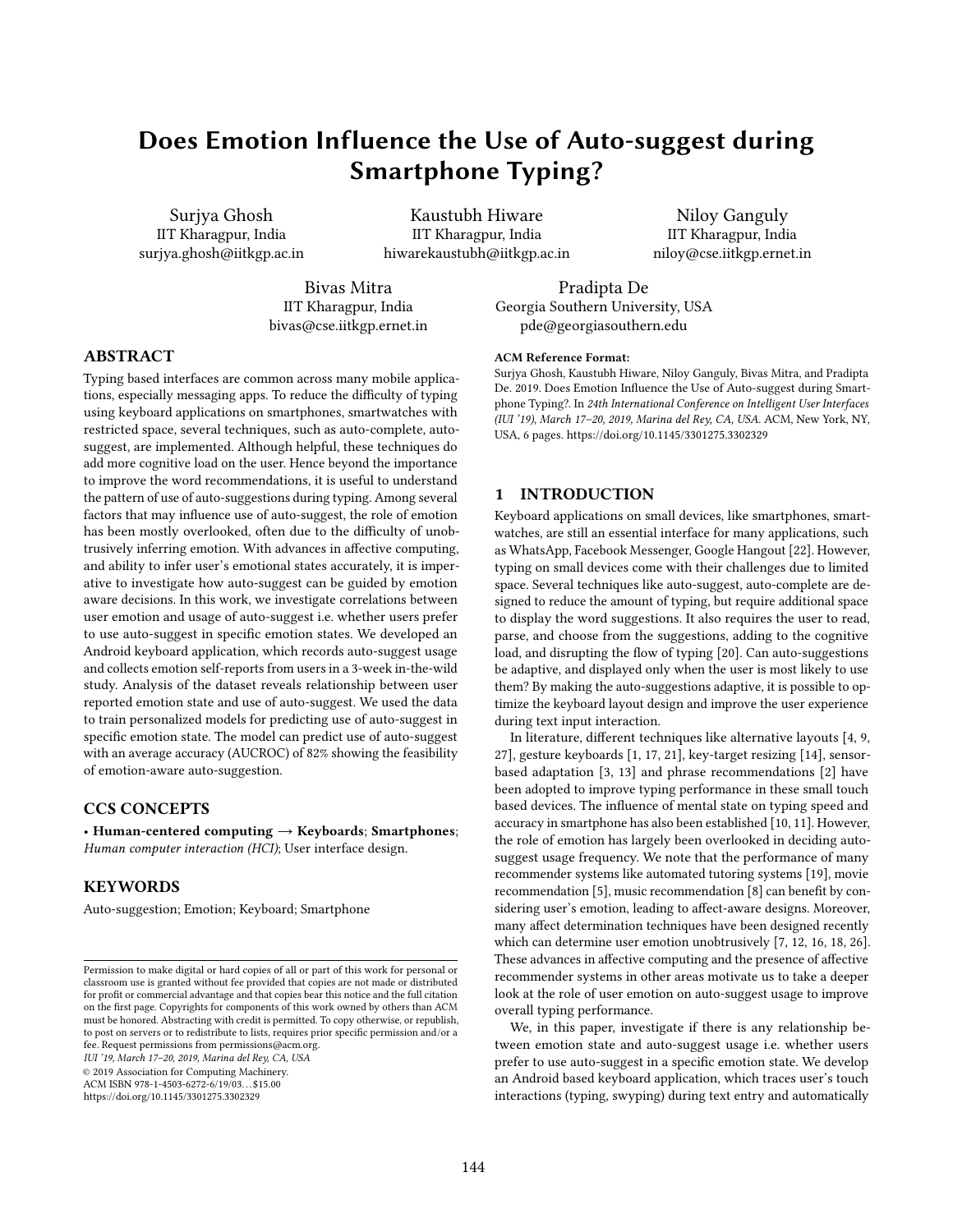# Does Emotion Influence the Use of Auto-suggest during Smartphone Typing?

Surjya Ghosh
IIT Kharagpur, India
surjya.ghosh@iitkgp.ac.in

Kaustubh Hiware
IIT Kharagpur, India
hiwarekaustubh@iitkgp.ac.in

Niloy Ganguly
IIT Kharagpur, India
niloy@cse.iitkgp.ernet.in

Bivas Mitra
IIT Kharagpur, India
bivas@cse.iitkgp.ernet.in

Pradipta De
Georgia Southern University, USA
pde@georgiasouthern.edu

## ABSTRACT

Typing based interfaces are common across many mobile applications, especially messaging apps. To reduce the difficulty of typing using keyboard applications on smartphones, smartwatches with restricted space, several techniques, such as auto-complete, auto-suggest, are implemented. Although helpful, these techniques do add more cognitive load on the user. Hence beyond the importance to improve the word recommendations, it is useful to understand the pattern of use of auto-suggestions during typing. Among several factors that may influence use of auto-suggest, the role of emotion has been mostly overlooked, often due to the difficulty of unobtrusively inferring emotion. With advances in affective computing, and ability to infer user's emotional states accurately, it is imperative to investigate how auto-suggest can be guided by emotion aware decisions. In this work, we investigate correlations between user emotion and usage of auto-suggest i.e. whether users prefer to use auto-suggest in specific emotion states. We developed an Android keyboard application, which records auto-suggest usage and collects emotion self-reports from users in a 3-week in-the-wild study. Analysis of the dataset reveals relationship between user reported emotion state and use of auto-suggest. We used the data to train personalized models for predicting use of auto-suggest in specific emotion state. The model can predict use of auto-suggest with an average accuracy (AUCROC) of 82% showing the feasibility of emotion-aware auto-suggestion.

## CCS CONCEPTS

• **Human-centered computing → Keyboards**; **Smartphones**; *Human computer interaction (HCI)*; User interface design.

## KEYWORDS

Auto-suggestion; Emotion; Keyboard; Smartphone

Permission to make digital or hard copies of all or part of this work for personal or classroom use is granted without fee provided that copies are not made or distributed for profit or commercial advantage and that copies bear this notice and the full citation on the first page. Copyrights for components of this work owned by others than ACM must be honored. Abstracting with credit is permitted. To copy otherwise, or republish, to post on servers or to redistribute to lists, requires prior specific permission and/or a fee. Request permissions from permissions@acm.org.
*IUI '19, March 17–20, 2019, Marina del Rey, CA, USA*
© 2019 Association for Computing Machinery.
ACM ISBN 978-1-4503-6272-6/19/03…$15.00
https://doi.org/10.1145/3301275.3302329

**ACM Reference Format:**
Surjya Ghosh, Kaustubh Hiware, Niloy Ganguly, Bivas Mitra, and Pradipta De. 2019. Does Emotion Influence the Use of Auto-suggest during Smartphone Typing?. In *24th International Conference on Intelligent User Interfaces (IUI '19), March 17–20, 2019, Marina del Rey, CA, USA.* ACM, New York, NY, USA, 6 pages. https://doi.org/10.1145/3301275.3302329

## 1 INTRODUCTION

Keyboard applications on small devices, like smartphones, smartwatches, are still an essential interface for many applications, such as WhatsApp, Facebook Messenger, Google Hangout [22]. However, typing on small devices come with their challenges due to limited space. Several techniques like auto-suggest, auto-complete are designed to reduce the amount of typing, but require additional space to display the word suggestions. It also requires the user to read, parse, and choose from the suggestions, adding to the cognitive load, and disrupting the flow of typing [20]. Can auto-suggestions be adaptive, and displayed only when the user is most likely to use them? By making the auto-suggestions adaptive, it is possible to optimize the keyboard layout design and improve the user experience during text input interaction.

In literature, different techniques like alternative layouts [4, 9, 27], gesture keyboards [1, 17, 21], key-target resizing [14], sensor-based adaptation [3, 13] and phrase recommendations [2] have been adopted to improve typing performance in these small touch based devices. The influence of mental state on typing speed and accuracy in smartphone has also been established [10, 11]. However, the role of emotion has largely been overlooked in deciding auto-suggest usage frequency. We note that the performance of many recommender systems like automated tutoring systems [19], movie recommendation [5], music recommendation [8] can benefit by considering user's emotion, leading to affect-aware designs. Moreover, many affect determination techniques have been designed recently which can determine user emotion unobtrusively [7, 12, 16, 18, 26]. These advances in affective computing and the presence of affective recommender systems in other areas motivate us to take a deeper look at the role of user emotion on auto-suggest usage to improve overall typing performance.

We, in this paper, investigate if there is any relationship between emotion state and auto-suggest usage i.e. whether users prefer to use auto-suggest in a specific emotion state. We develop an Android based keyboard application, which traces user's touch interactions (typing, swyping) during text entry and automatically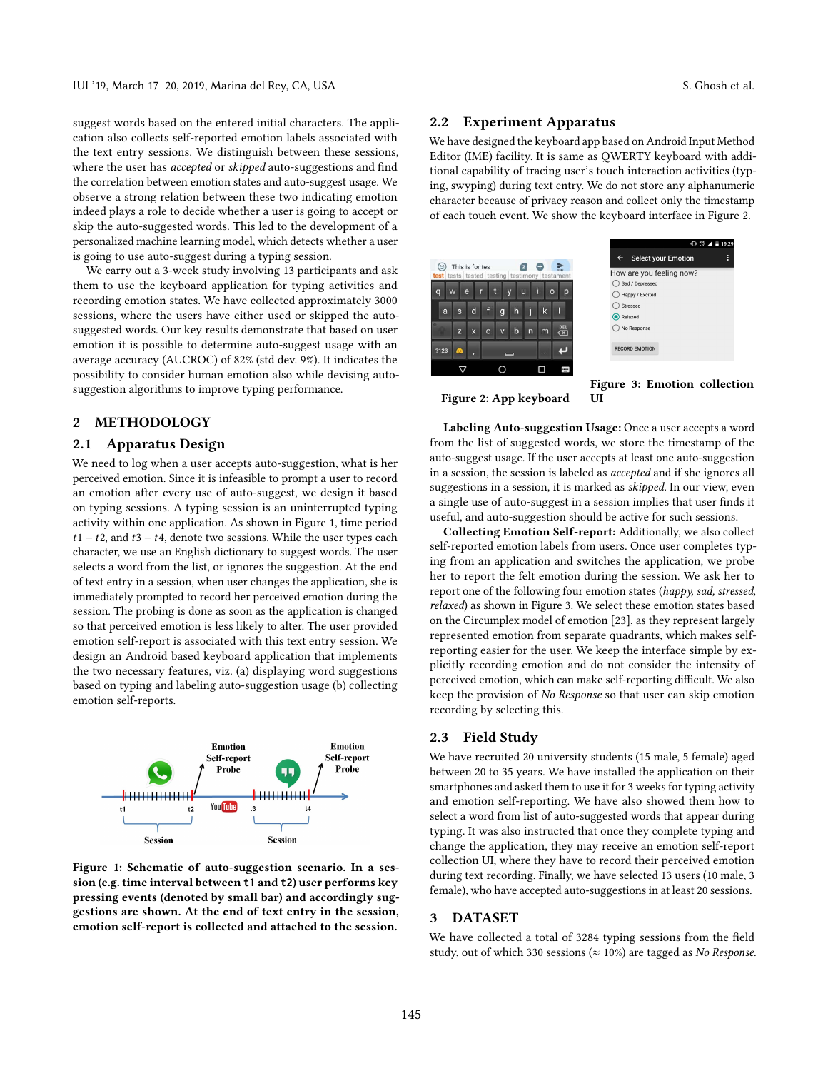suggest words based on the entered initial characters. The application also collects self-reported emotion labels associated with the text entry sessions. We distinguish between these sessions, where the user has *accepted* or *skipped* auto-suggestions and find the correlation between emotion states and auto-suggest usage. We observe a strong relation between these two indicating emotion indeed plays a role to decide whether a user is going to accept or skip the auto-suggested words. This led to the development of a personalized machine learning model, which detects whether a user is going to use auto-suggest during a typing session.

We carry out a 3-week study involving 13 participants and ask them to use the keyboard application for typing activities and recording emotion states. We have collected approximately 3000 sessions, where the users have either used or skipped the auto-suggested words. Our key results demonstrate that based on user emotion it is possible to determine auto-suggest usage with an average accuracy (AUCROC) of 82% (std dev. 9%). It indicates the possibility to consider human emotion also while devising auto-suggestion algorithms to improve typing performance.

## 2 METHODOLOGY

### 2.1 Apparatus Design

We need to log when a user accepts auto-suggestion, what is her perceived emotion. Since it is infeasible to prompt a user to record an emotion after every use of auto-suggest, we design it based on typing sessions. A typing session is an uninterrupted typing activity within one application. As shown in Figure 1, time period $t1 - t2$, and $t3 - t4$, denote two sessions. While the user types each character, we use an English dictionary to suggest words. The user selects a word from the list, or ignores the suggestion. At the end of text entry in a session, when user changes the application, she is immediately prompted to record her perceived emotion during the session. The probing is done as soon as the application is changed so that perceived emotion is less likely to alter. The user provided emotion self-report is associated with this text entry session. We design an Android based keyboard application that implements the two necessary features, viz. (a) displaying word suggestions based on typing and labeling auto-suggestion usage (b) collecting emotion self-reports.

**Figure 1: Schematic of auto-suggestion scenario. In a session (e.g. time interval between t1 and t2) user performs key pressing events (denoted by small bar) and accordingly suggestions are shown. At the end of text entry in the session, emotion self-report is collected and attached to the session.**

### 2.2 Experiment Apparatus

We have designed the keyboard app based on Android Input Method Editor (IME) facility. It is same as QWERTY keyboard with additional capability of tracing user's touch interaction activities (typing, swyping) during text entry. We do not store any alphanumeric character because of privacy reason and collect only the timestamp of each touch event. We show the keyboard interface in Figure 2.

**Figure 2: App keyboard**

**Figure 3: Emotion collection UI**

**Labeling Auto-suggestion Usage:** Once a user accepts a word from the list of suggested words, we store the timestamp of the auto-suggest usage. If the user accepts at least one auto-suggestion in a session, the session is labeled as *accepted* and if she ignores all suggestions in a session, it is marked as *skipped*. In our view, even a single use of auto-suggest in a session implies that user finds it useful, and auto-suggestion should be active for such sessions.

**Collecting Emotion Self-report:** Additionally, we also collect self-reported emotion labels from users. Once user completes typing from an application and switches the application, we probe her to report the felt emotion during the session. We ask her to report one of the following four emotion states (*happy, sad, stressed, relaxed*) as shown in Figure 3. We select these emotion states based on the Circumplex model of emotion [23], as they represent largely represented emotion from separate quadrants, which makes self-reporting easier for the user. We keep the interface simple by explicitly recording emotion and do not consider the intensity of perceived emotion, which can make self-reporting difficult. We also keep the provision of *No Response* so that user can skip emotion recording by selecting this.

### 2.3 Field Study

We have recruited 20 university students (15 male, 5 female) aged between 20 to 35 years. We have installed the application on their smartphones and asked them to use it for 3 weeks for typing activity and emotion self-reporting. We have also showed them how to select a word from list of auto-suggested words that appear during typing. It was also instructed that once they complete typing and change the application, they may receive an emotion self-report collection UI, where they have to record their perceived emotion during text recording. Finally, we have selected 13 users (10 male, 3 female), who have accepted auto-suggestions in at least 20 sessions.

## 3 DATASET

We have collected a total of 3284 typing sessions from the field study, out of which 330 sessions ($\approx$ 10%) are tagged as *No Response*.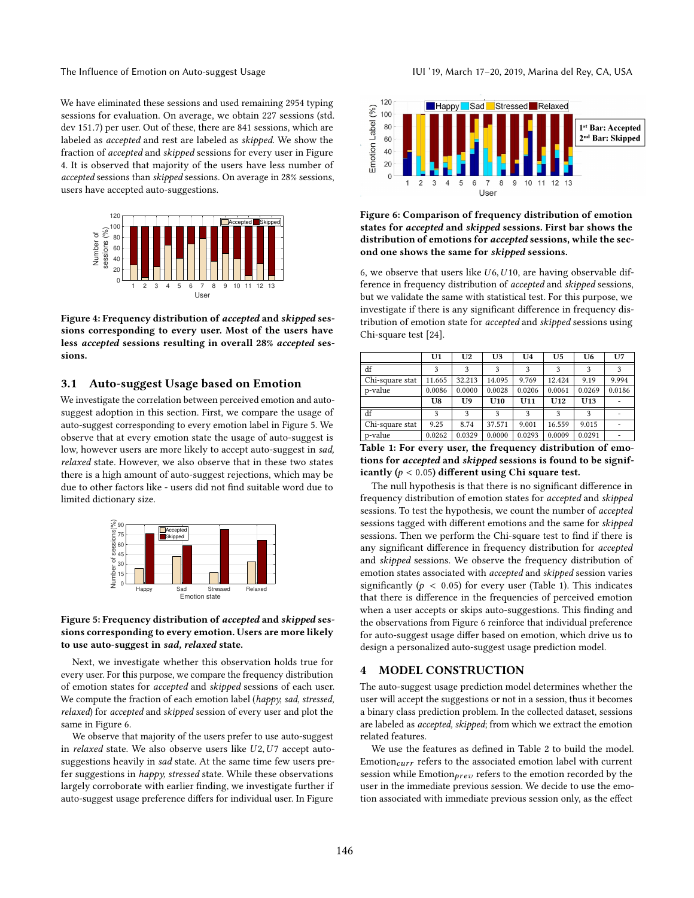We have eliminated these sessions and used remaining 2954 typing sessions for evaluation. On average, we obtain 227 sessions (std. dev 151.7) per user. Out of these, there are 841 sessions, which are labeled as *accepted* and rest are labeled as *skipped*. We show the fraction of *accepted* and *skipped* sessions for every user in Figure 4. It is observed that majority of the users have less number of *accepted* sessions than *skipped* sessions. On average in 28% sessions, users have accepted auto-suggestions.

**Figure 4: Frequency distribution of *accepted* and *skipped* sessions corresponding to every user. Most of the users have less *accepted* sessions resulting in overall 28% *accepted* sessions.**

## 3.1 Auto-suggest Usage based on Emotion

We investigate the correlation between perceived emotion and auto-suggest adoption in this section. First, we compare the usage of auto-suggest corresponding to every emotion label in Figure 5. We observe that at every emotion state the usage of auto-suggest is low, however users are more likely to accept auto-suggest in *sad, relaxed* state. However, we also observe that in these two states there is a high amount of auto-suggest rejections, which may be due to other factors like - users did not find suitable word due to limited dictionary size.

**Figure 5: Frequency distribution of *accepted* and *skipped* sessions corresponding to every emotion. Users are more likely to use auto-suggest in *sad, relaxed* state.**

Next, we investigate whether this observation holds true for every user. For this purpose, we compare the frequency distribution of emotion states for *accepted* and *skipped* sessions of each user. We compute the fraction of each emotion label (*happy, sad, stressed, relaxed*) for *accepted* and *skipped* session of every user and plot the same in Figure 6.

We observe that majority of the users prefer to use auto-suggest in *relaxed* state. We also observe users like $U2, U7$ accept auto-suggestions heavily in *sad* state. At the same time few users prefer suggestions in *happy, stressed* state. While these observations largely corroborate with earlier finding, we investigate further if auto-suggest usage preference differs for individual user. In Figure 6, we observe that users like $U6, U10$, are having observable difference in frequency distribution of *accepted* and *skipped* sessions, but we validate the same with statistical test. For this purpose, we investigate if there is any significant difference in frequency distribution of emotion state for *accepted* and *skipped* sessions using Chi-square test [24].

**Figure 6: Comparison of frequency distribution of emotion states for *accepted* and *skipped* sessions. First bar shows the distribution of emotions for *accepted* sessions, while the second one shows the same for *skipped* sessions.**

| | U1 | U2 | U3 | U4 | U5 | U6 | U7 |
|---|---|---|---|---|---|---|---|
| df | 3 | 3 | 3 | 3 | 3 | 3 | 3 |
| Chi-square stat | 11.665 | 32.213 | 14.095 | 9.769 | 12.424 | 9.19 | 9.994 |
| p-value | 0.0086 | 0.0000 | 0.0028 | 0.0206 | 0.0061 | 0.0269 | 0.0186 |
| | **U8** | **U9** | **U10** | **U11** | **U12** | **U13** | - |
| df | 3 | 3 | 3 | 3 | 3 | 3 | - |
| Chi-square stat | 9.25 | 8.74 | 37.571 | 9.001 | 16.559 | 9.015 | - |
| p-value | 0.0262 | 0.0329 | 0.0000 | 0.0293 | 0.0009 | 0.0291 | - |

**Table 1: For every user, the frequency distribution of emotions for *accepted* and *skipped* sessions is found to be significantly ($p < 0.05$) different using Chi square test.**

The null hypothesis is that there is no significant difference in frequency distribution of emotion states for *accepted* and *skipped* sessions. To test the hypothesis, we count the number of *accepted* sessions tagged with different emotions and the same for *skipped* sessions. Then we perform the Chi-square test to find if there is any significant difference in frequency distribution for *accepted* and *skipped* sessions. We observe the frequency distribution of emotion states associated with *accepted* and *skipped* session varies significantly ($p < 0.05$) for every user (Table 1). This indicates that there is difference in the frequencies of perceived emotion when a user accepts or skips auto-suggestions. This finding and the observations from Figure 6 reinforce that individual preference for auto-suggest usage differ based on emotion, which drive us to design a personalized auto-suggest usage prediction model.

# 4 MODEL CONSTRUCTION

The auto-suggest usage prediction model determines whether the user will accept the suggestions or not in a session, thus it becomes a binary class prediction problem. In the collected dataset, sessions are labeled as *accepted, skipped*; from which we extract the emotion related features.

We use the features as defined in Table 2 to build the model. $\text{Emotion}_{curr}$ refers to the associated emotion label with current session while $\text{Emotion}_{prev}$ refers to the emotion recorded by the user in the immediate previous session. We decide to use the emotion associated with immediate previous session only, as the effect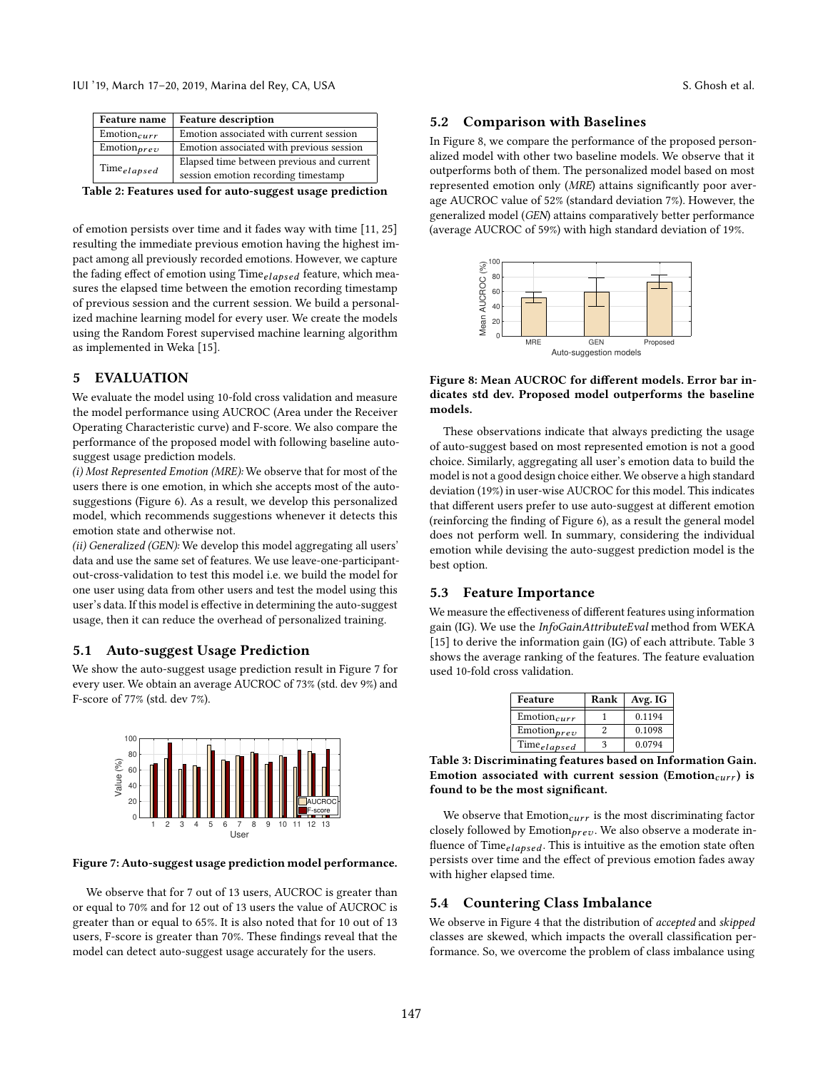| Feature name | Feature description |
| --- | --- |
| $\text{Emotion}_{curr}$ | Emotion associated with current session |
| $\text{Emotion}_{prev}$ | Emotion associated with previous session |
| $\text{Time}_{elapsed}$ | Elapsed time between previous and current session emotion recording timestamp |

**Table 2: Features used for auto-suggest usage prediction**

of emotion persists over time and it fades way with time [11, 25] resulting the immediate previous emotion having the highest impact among all previously recorded emotions. However, we capture the fading effect of emotion using $\text{Time}_{elapsed}$ feature, which measures the elapsed time between the emotion recording timestamp of previous session and the current session. We build a personalized machine learning model for every user. We create the models using the Random Forest supervised machine learning algorithm as implemented in Weka [15].

## 5 EVALUATION

We evaluate the model using 10-fold cross validation and measure the model performance using AUCROC (Area under the Receiver Operating Characteristic curve) and F-score. We also compare the performance of the proposed model with following baseline auto-suggest usage prediction models.

*(i) Most Represented Emotion (MRE):* We observe that for most of the users there is one emotion, in which she accepts most of the auto-suggestions (Figure 6). As a result, we develop this personalized model, which recommends suggestions whenever it detects this emotion state and otherwise not.

*(ii) Generalized (GEN):* We develop this model aggregating all users' data and use the same set of features. We use leave-one-participant-out-cross-validation to test this model i.e. we build the model for one user using data from other users and test the model using this user's data. If this model is effective in determining the auto-suggest usage, then it can reduce the overhead of personalized training.

### 5.1 Auto-suggest Usage Prediction

We show the auto-suggest usage prediction result in Figure 7 for every user. We obtain an average AUCROC of 73% (std. dev 9%) and F-score of 77% (std. dev 7%).

**Figure 7: Auto-suggest usage prediction model performance.**

We observe that for 7 out of 13 users, AUCROC is greater than or equal to 70% and for 12 out of 13 users the value of AUCROC is greater than or equal to 65%. It is also noted that for 10 out of 13 users, F-score is greater than 70%. These findings reveal that the model can detect auto-suggest usage accurately for the users.

### 5.2 Comparison with Baselines

In Figure 8, we compare the performance of the proposed personalized model with other two baseline models. We observe that it outperforms both of them. The personalized model based on most represented emotion only (*MRE*) attains significantly poor average AUCROC value of 52% (standard deviation 7%). However, the generalized model (*GEN*) attains comparatively better performance (average AUCROC of 59%) with high standard deviation of 19%.

**Figure 8: Mean AUCROC for different models. Error bar indicates std dev. Proposed model outperforms the baseline models.**

These observations indicate that always predicting the usage of auto-suggest based on most represented emotion is not a good choice. Similarly, aggregating all user's emotion data to build the model is not a good design choice either. We observe a high standard deviation (19%) in user-wise AUCROC for this model. This indicates that different users prefer to use auto-suggest at different emotion (reinforcing the finding of Figure 6), as a result the general model does not perform well. In summary, considering the individual emotion while devising the auto-suggest prediction model is the best option.

### 5.3 Feature Importance

We measure the effectiveness of different features using information gain (IG). We use the *InfoGainAttributeEval* method from WEKA [15] to derive the information gain (IG) of each attribute. Table 3 shows the average ranking of the features. The feature evaluation used 10-fold cross validation.

| Feature | Rank | Avg. IG |
| --- | --- | --- |
| $\text{Emotion}_{curr}$ | 1 | 0.1194 |
| $\text{Emotion}_{prev}$ | 2 | 0.1098 |
| $\text{Time}_{elapsed}$ | 3 | 0.0794 |

**Table 3: Discriminating features based on Information Gain. Emotion associated with current session ($\text{Emotion}_{curr}$) is found to be the most significant.**

We observe that $\text{Emotion}_{curr}$ is the most discriminating factor closely followed by $\text{Emotion}_{prev}$. We also observe a moderate influence of $\text{Time}_{elapsed}$. This is intuitive as the emotion state often persists over time and the effect of previous emotion fades away with higher elapsed time.

### 5.4 Countering Class Imbalance

We observe in Figure 4 that the distribution of *accepted* and *skipped* classes are skewed, which impacts the overall classification performance. So, we overcome the problem of class imbalance using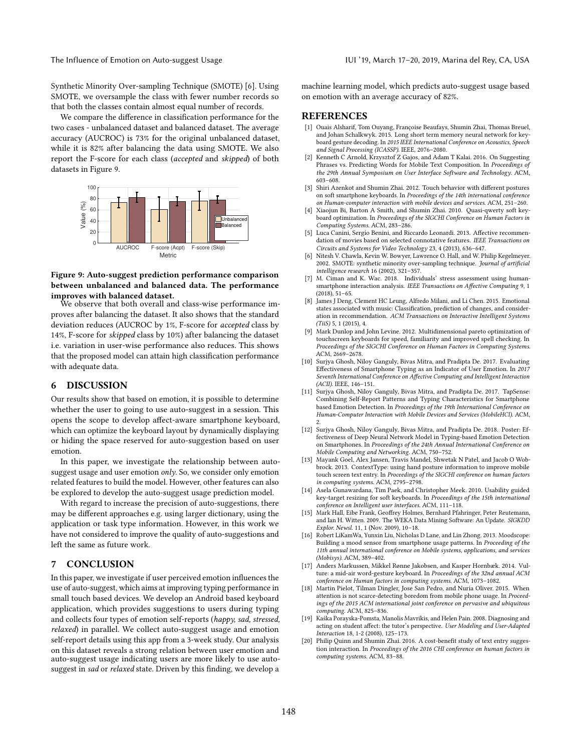Synthetic Minority Over-sampling Technique (SMOTE) [6]. Using SMOTE, we oversample the class with fewer number records so that both the classes contain almost equal number of records.

We compare the difference in classification performance for the two cases - unbalanced dataset and balanced dataset. The average accuracy (AUCROC) is 73% for the original unbalanced dataset, while it is 82% after balancing the data using SMOTE. We also report the F-score for each class (*accepted* and *skipped*) of both datasets in Figure 9.

**Figure 9: Auto-suggest prediction performance comparison between unbalanced and balanced data. The performance improves with balanced dataset.**

We observe that both overall and class-wise performance improves after balancing the dataset. It also shows that the standard deviation reduces (AUCROC by 1%, F-score for *accepted* class by 14%, F-score for *skipped* class by 10%) after balancing the dataset i.e. variation in user-wise performance also reduces. This shows that the proposed model can attain high classification performance with adequate data.

## 6 DISCUSSION

Our results show that based on emotion, it is possible to determine whether the user to going to use auto-suggest in a session. This opens the scope to develop affect-aware smartphone keyboard, which can optimize the keyboard layout by dynamically displaying or hiding the space reserved for auto-suggestion based on user emotion.

In this paper, we investigate the relationship between auto-suggest usage and user emotion *only*. So, we consider only emotion related features to build the model. However, other features can also be explored to develop the auto-suggest usage prediction model.

With regard to increase the precision of auto-suggestions, there may be different approaches e.g. using larger dictionary, using the application or task type information. However, in this work we have not considered to improve the quality of auto-suggestions and left the same as future work.

## 7 CONCLUSION

In this paper, we investigate if user perceived emotion influences the use of auto-suggest, which aims at improving typing performance in small touch based devices. We develop an Android based keyboard application, which provides suggestions to users during typing and collects four types of emotion self-reports (*happy, sad, stressed, relaxed*) in parallel. We collect auto-suggest usage and emotion self-report details using this app from a 3-week study. Our analysis on this dataset reveals a strong relation between user emotion and auto-suggest usage indicating users are more likely to use auto-suggest in *sad* or *relaxed* state. Driven by this finding, we develop a machine learning model, which predicts auto-suggest usage based on emotion with an average accuracy of 82%.

## REFERENCES

[1] Ouais Alsharif, Tom Ouyang, Françoise Beaufays, Shumin Zhai, Thomas Breuel, and Johan Schalkwyk. 2015. Long short term memory neural network for keyboard gesture decoding. In *2015 IEEE International Conference on Acoustics, Speech and Signal Processing (ICASSP)*. IEEE, 2076–2080.

[2] Kenneth C Arnold, Krzysztof Z Gajos, and Adam T Kalai. 2016. On Suggesting Phrases vs. Predicting Words for Mobile Text Composition. In *Proceedings of the 29th Annual Symposium on User Interface Software and Technology*. ACM, 603–608.

[3] Shiri Azenkot and Shumin Zhai. 2012. Touch behavior with different postures on soft smartphone keyboards. In *Proceedings of the 14th international conference on Human-computer interaction with mobile devices and services*. ACM, 251–260.

[4] Xiaojun Bi, Barton A Smith, and Shumin Zhai. 2010. Quasi-qwerty soft keyboard optimization. In *Proceedings of the SIGCHI Conference on Human Factors in Computing Systems*. ACM, 283–286.

[5] Luca Canini, Sergio Benini, and Riccardo Leonardi. 2013. Affective recommendation of movies based on selected connotative features. *IEEE Transactions on Circuits and Systems for Video Technology* 23, 4 (2013), 636–647.

[6] Nitesh V. Chawla, Kevin W. Bowyer, Lawrence O. Hall, and W. Philip Kegelmeyer. 2002. SMOTE: synthetic minority over-sampling technique. *Journal of artificial intelligence research* 16 (2002), 321–357.

[7] M. Ciman and K. Wac. 2018. Individuals' stress assessment using human-smartphone interaction analysis. *IEEE Transactions on Affective Computing* 9, 1 (2018), 51–65.

[8] James J Deng, Clement HC Leung, Alfredo Milani, and Li Chen. 2015. Emotional states associated with music: Classification, prediction of changes, and consideration in recommendation. *ACM Transactions on Interactive Intelligent Systems (TiiS)* 5, 1 (2015), 4.

[9] Mark Dunlop and John Levine. 2012. Multidimensional pareto optimization of touchscreen keyboards for speed, familiarity and improved spell checking. In *Proceedings of the SIGCHI Conference on Human Factors in Computing Systems*. ACM, 2669–2678.

[10] Surjya Ghosh, Niloy Ganguly, Bivas Mitra, and Pradipta De. 2017. Evaluating Effectiveness of Smartphone Typing as an Indicator of User Emotion. In *2017 Seventh International Conference on Affective Computing and Intelligent Interaction (ACII)*. IEEE, 146–151.

[11] Surjya Ghosh, Niloy Ganguly, Bivas Mitra, and Pradipta De. 2017. TapSense: Combining Self-Report Patterns and Typing Characteristics for Smartphone based Emotion Detection. In *Proceedings of the 19th International Conference on Human-Computer Interaction with Mobile Devices and Services (MobileHCI)*. ACM, 2.

[12] Surjya Ghosh, Niloy Ganguly, Bivas Mitra, and Pradipta De. 2018. Poster: Effectiveness of Deep Neural Network Model in Typing-based Emotion Detection on Smartphones. In *Proceedings of the 24th Annual International Conference on Mobile Computing and Networking*. ACM, 750–752.

[13] Mayank Goel, Alex Jansen, Travis Mandel, Shwetak N Patel, and Jacob O Wobbrock. 2013. ContextType: using hand posture information to improve mobile touch screen text entry. In *Proceedings of the SIGCHI conference on human factors in computing systems*. ACM, 2795–2798.

[14] Asela Gunawardana, Tim Paek, and Christopher Meek. 2010. Usability guided key-target resizing for soft keyboards. In *Proceedings of the 15th international conference on Intelligent user interfaces*. ACM, 111–118.

[15] Mark Hall, Eibe Frank, Geoffrey Holmes, Bernhard Pfahringer, Peter Reutemann, and Ian H. Witten. 2009. The WEKA Data Mining Software: An Update. *SIGKDD Explor. Newsl.* 11, 1 (Nov. 2009), 10–18.

[16] Robert LiKamWa, Yunxin Liu, Nicholas D Lane, and Lin Zhong. 2013. Moodscope: Building a mood sensor from smartphone usage patterns. In *Proceeding of the 11th annual international conference on Mobile systems, applications, and services (Mobisys)*. ACM, 389–402.

[17] Anders Markussen, Mikkel Rønne Jakobsen, and Kasper Hornbæk. 2014. Vulture: a mid-air word-gesture keyboard. In *Proceedings of the 32nd annual ACM conference on Human factors in computing systems*. ACM, 1073–1082.

[18] Martin Pielot, Tilman Dingler, Jose San Pedro, and Nuria Oliver. 2015. When attention is not scarce-detecting boredom from mobile phone usage. In *Proceedings of the 2015 ACM international joint conference on pervasive and ubiquitous computing*. ACM, 825–836.

[19] Kaśka Porayska-Pomsta, Manolis Mavrikis, and Helen Pain. 2008. Diagnosing and acting on student affect: the tutor's perspective. *User Modeling and User-Adapted Interaction* 18, 1-2 (2008), 125–173.

[20] Philip Quinn and Shumin Zhai. 2016. A cost-benefit study of text entry suggestion interaction. In *Proceedings of the 2016 CHI conference on human factors in computing systems*. ACM, 83–88.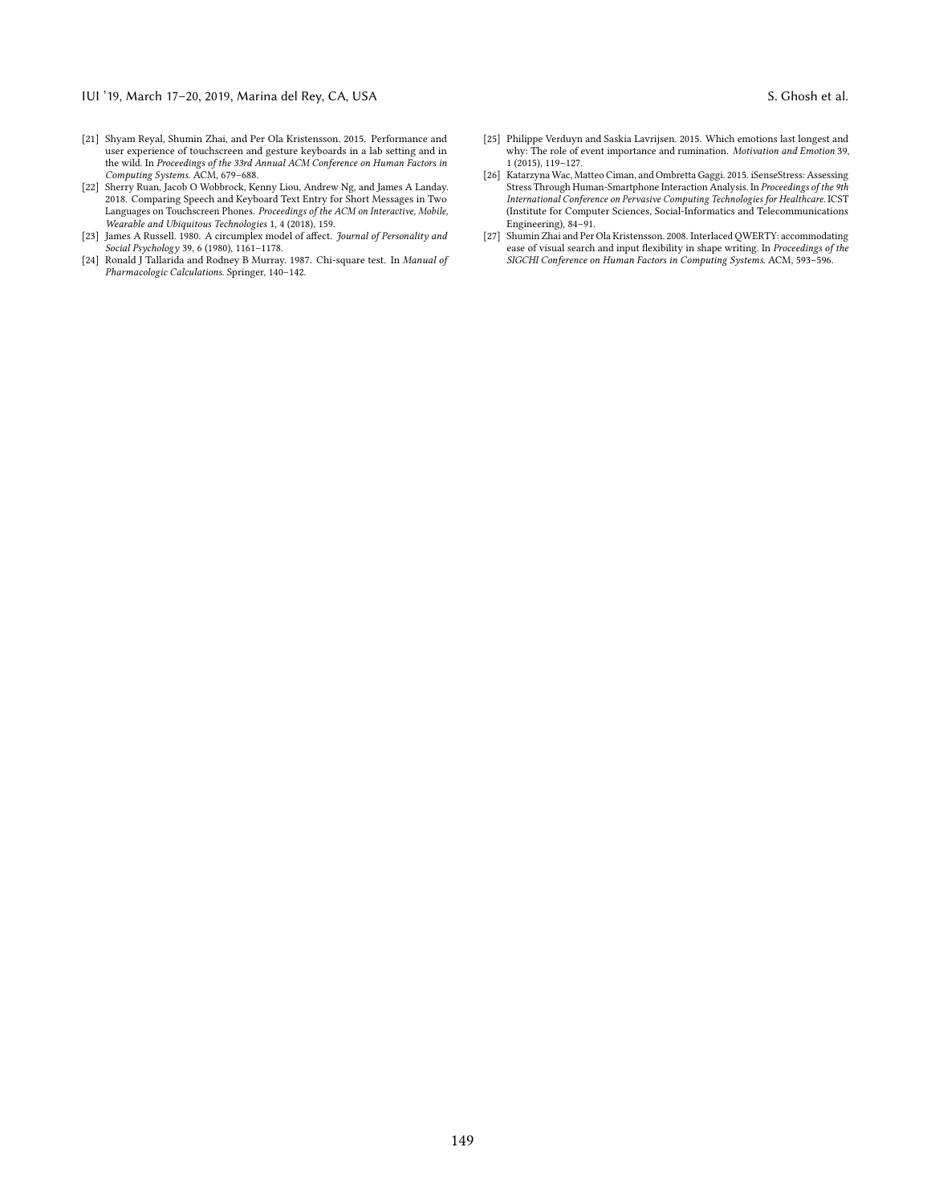- [21] Shyam Reyal, Shumin Zhai, and Per Ola Kristensson. 2015. Performance and user experience of touchscreen and gesture keyboards in a lab setting and in the wild. In *Proceedings of the 33rd Annual ACM Conference on Human Factors in Computing Systems*. ACM, 679–688.
- [22] Sherry Ruan, Jacob O Wobbrock, Kenny Liou, Andrew Ng, and James A Landay. 2018. Comparing Speech and Keyboard Text Entry for Short Messages in Two Languages on Touchscreen Phones. *Proceedings of the ACM on Interactive, Mobile, Wearable and Ubiquitous Technologies* 1, 4 (2018), 159.
- [23] James A Russell. 1980. A circumplex model of affect. *Journal of Personality and Social Psychology* 39, 6 (1980), 1161–1178.
- [24] Ronald J Tallarida and Rodney B Murray. 1987. Chi-square test. In *Manual of Pharmacologic Calculations*. Springer, 140–142.
- [25] Philippe Verduyn and Saskia Lavrijsen. 2015. Which emotions last longest and why: The role of event importance and rumination. *Motivation and Emotion* 39, 1 (2015), 119–127.
- [26] Katarzyna Wac, Matteo Ciman, and Ombretta Gaggi. 2015. iSenseStress: Assessing Stress Through Human-Smartphone Interaction Analysis. In *Proceedings of the 9th International Conference on Pervasive Computing Technologies for Healthcare*. ICST (Institute for Computer Sciences, Social-Informatics and Telecommunications Engineering), 84–91.
- [27] Shumin Zhai and Per Ola Kristensson. 2008. Interlaced QWERTY: accommodating ease of visual search and input flexibility in shape writing. In *Proceedings of the SIGCHI Conference on Human Factors in Computing Systems*. ACM, 593–596.